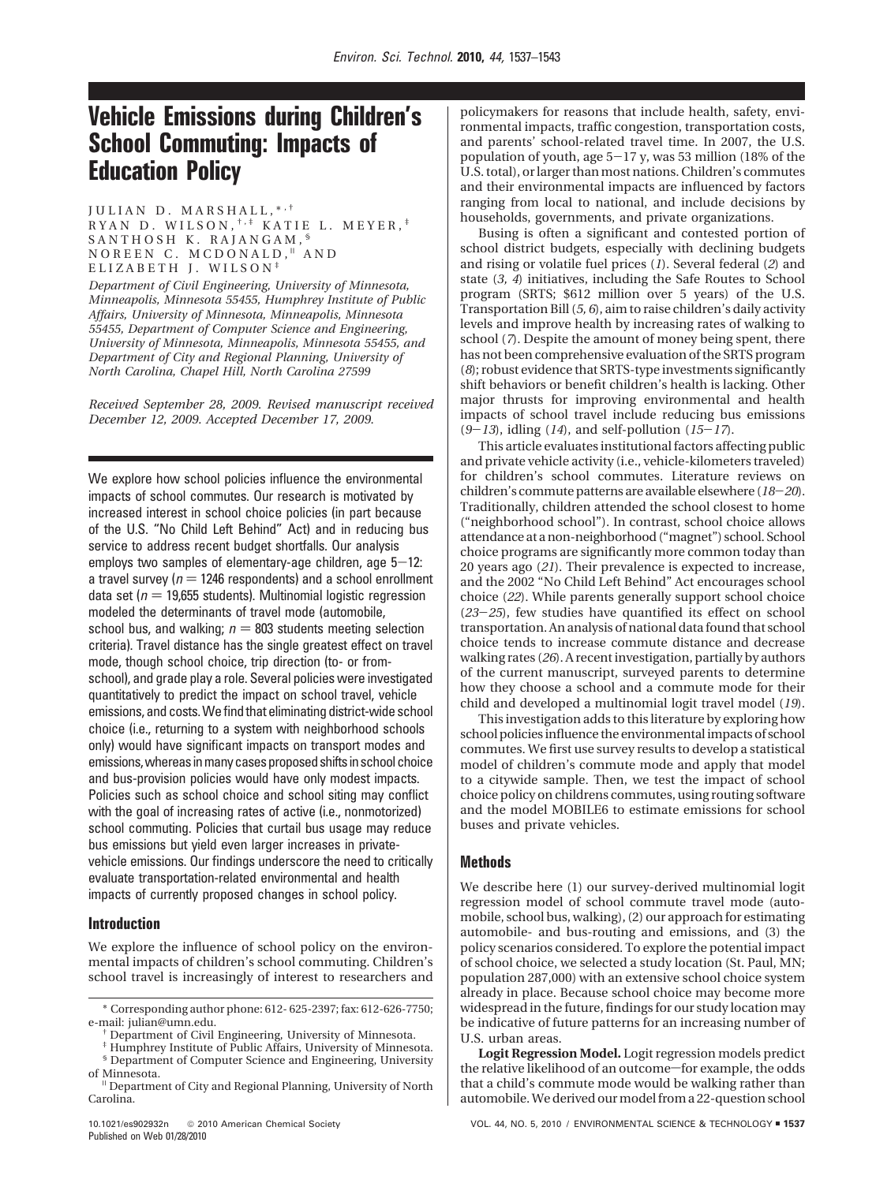# Vehicle Emissions during Children's School Commuting: Impacts of Education Policy

JULIAN D. MARSHALL,[*,†] RYAN D. WILSON,[†,‡] KATIE L. MEYER,[‡] SANTHOSH K. RAJANGAM,[§] NOREEN C. MCDONALD,[∥] AND ELIZABETH J. WILSON[‡]

*Department of Civil Engineering, University of Minnesota, Minneapolis, Minnesota 55455, Humphrey Institute of Public Affairs, University of Minnesota, Minneapolis, Minnesota 55455, Department of Computer Science and Engineering, University of Minnesota, Minneapolis, Minnesota 55455, and Department of City and Regional Planning, University of North Carolina, Chapel Hill, North Carolina 27599*

*Received September 28, 2009. Revised manuscript received December 12, 2009. Accepted December 17, 2009.*

We explore how school policies influence the environmental impacts of school commutes. Our research is motivated by increased interest in school choice policies (in part because of the U.S. "No Child Left Behind" Act) and in reducing bus service to address recent budget shortfalls. Our analysis employs two samples of elementary-age children, age 5−12: a travel survey ($n = 1246$ respondents) and a school enrollment data set ($n = 19{,}655$ students). Multinomial logistic regression modeled the determinants of travel mode (automobile, school bus, and walking; $n = 803$ students meeting selection criteria). Travel distance has the single greatest effect on travel mode, though school choice, trip direction (to- or from-school), and grade play a role. Several policies were investigated quantitatively to predict the impact on school travel, vehicle emissions, and costs. We find that eliminating district-wide school choice (i.e., returning to a system with neighborhood schools only) would have significant impacts on transport modes and emissions, whereas in many cases proposed shifts in school choice and bus-provision policies would have only modest impacts. Policies such as school choice and school siting may conflict with the goal of increasing rates of active (i.e., nonmotorized) school commuting. Policies that curtail bus usage may reduce bus emissions but yield even larger increases in private-vehicle emissions. Our findings underscore the need to critically evaluate transportation-related environmental and health impacts of currently proposed changes in school policy.

## Introduction

We explore the influence of school policy on the environmental impacts of children's school commuting. Children's school travel is increasingly of interest to researchers and policymakers for reasons that include health, safety, environmental impacts, traffic congestion, transportation costs, and parents' school-related travel time. In 2007, the U.S. population of youth, age 5−17 y, was 53 million (18% of the U.S. total), or larger than most nations. Children's commutes and their environmental impacts are influenced by factors ranging from local to national, and include decisions by households, governments, and private organizations.

Busing is often a significant and contested portion of school district budgets, especially with declining budgets and rising or volatile fuel prices (*1*). Several federal (*2*) and state (*3, 4*) initiatives, including the Safe Routes to School program (SRTS; $612 million over 5 years) of the U.S. Transportation Bill (*5, 6*), aim to raise children's daily activity levels and improve health by increasing rates of walking to school (*7*). Despite the amount of money being spent, there has not been comprehensive evaluation of the SRTS program (*8*); robust evidence that SRTS-type investments significantly shift behaviors or benefit children's health is lacking. Other major thrusts for improving environmental and health impacts of school travel include reducing bus emissions (*9*−*13*), idling (*14*), and self-pollution (*15*−*17*).

This article evaluates institutional factors affecting public and private vehicle activity (i.e., vehicle-kilometers traveled) for children's school commutes. Literature reviews on children's commute patterns are available elsewhere (*18*−*20*). Traditionally, children attended the school closest to home ("neighborhood school"). In contrast, school choice allows attendance at a non-neighborhood ("magnet") school. School choice programs are significantly more common today than 20 years ago (*21*). Their prevalence is expected to increase, and the 2002 "No Child Left Behind" Act encourages school choice (*22*). While parents generally support school choice (*23*−*25*), few studies have quantified its effect on school transportation. An analysis of national data found that school choice tends to increase commute distance and decrease walking rates (*26*). A recent investigation, partially by authors of the current manuscript, surveyed parents to determine how they choose a school and a commute mode for their child and developed a multinomial logit travel model (*19*).

This investigation adds to this literature by exploring how school policies influence the environmental impacts of school commutes. We first use survey results to develop a statistical model of children's commute mode and apply that model to a citywide sample. Then, we test the impact of school choice policy on childrens commutes, using routing software and the model MOBILE6 to estimate emissions for school buses and private vehicles.

## Methods

We describe here (1) our survey-derived multinomial logit regression model of school commute travel mode (automobile, school bus, walking), (2) our approach for estimating automobile- and bus-routing and emissions, and (3) the policy scenarios considered. To explore the potential impact of school choice, we selected a study location (St. Paul, MN; population 287,000) with an extensive school choice system already in place. Because school choice may become more widespread in the future, findings for our study location may be indicative of future patterns for an increasing number of U.S. urban areas.

**Logit Regression Model.** Logit regression models predict the relative likelihood of an outcome—for example, the odds that a child's commute mode would be walking rather than automobile. We derived our model from a 22-question school

---

[*] Corresponding author phone: 612- 625-2397; fax: 612-626-7750; e-mail: julian@umn.edu.

[†] Department of Civil Engineering, University of Minnesota.

[‡] Humphrey Institute of Public Affairs, University of Minnesota.

[§] Department of Computer Science and Engineering, University of Minnesota.

[∥] Department of City and Regional Planning, University of North Carolina.

10.1021/es902932n © 2010 American Chemical Society
Published on Web 01/28/2010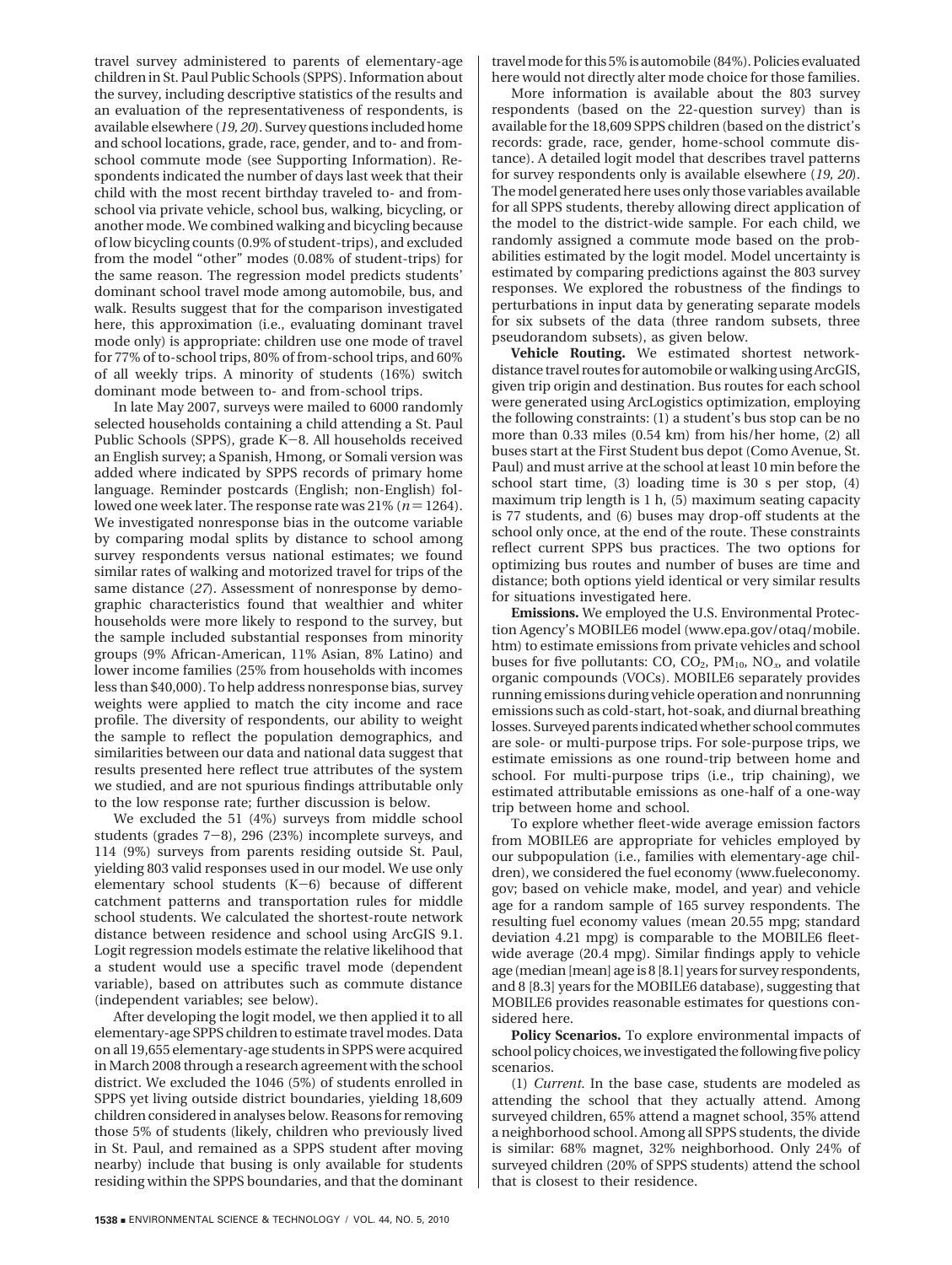travel survey administered to parents of elementary-age children in St. Paul Public Schools (SPPS). Information about the survey, including descriptive statistics of the results and an evaluation of the representativeness of respondents, is available elsewhere (*19, 20*). Survey questions included home and school locations, grade, race, gender, and to- and from-school commute mode (see Supporting Information). Respondents indicated the number of days last week that their child with the most recent birthday traveled to- and from-school via private vehicle, school bus, walking, bicycling, or another mode. We combined walking and bicycling because of low bicycling counts (0.9% of student-trips), and excluded from the model "other" modes (0.08% of student-trips) for the same reason. The regression model predicts students' dominant school travel mode among automobile, bus, and walk. Results suggest that for the comparison investigated here, this approximation (i.e., evaluating dominant travel mode only) is appropriate: children use one mode of travel for 77% of to-school trips, 80% of from-school trips, and 60% of all weekly trips. A minority of students (16%) switch dominant mode between to- and from-school trips.

In late May 2007, surveys were mailed to 6000 randomly selected households containing a child attending a St. Paul Public Schools (SPPS), grade K−8. All households received an English survey; a Spanish, Hmong, or Somali version was added where indicated by SPPS records of primary home language. Reminder postcards (English; non-English) followed one week later. The response rate was 21% ($n = 1264$). We investigated nonresponse bias in the outcome variable by comparing modal splits by distance to school among survey respondents versus national estimates; we found similar rates of walking and motorized travel for trips of the same distance (*27*). Assessment of nonresponse by demographic characteristics found that wealthier and whiter households were more likely to respond to the survey, but the sample included substantial responses from minority groups (9% African-American, 11% Asian, 8% Latino) and lower income families (25% from households with incomes less than $40,000). To help address nonresponse bias, survey weights were applied to match the city income and race profile. The diversity of respondents, our ability to weight the sample to reflect the population demographics, and similarities between our data and national data suggest that results presented here reflect true attributes of the system we studied, and are not spurious findings attributable only to the low response rate; further discussion is below.

We excluded the 51 (4%) surveys from middle school students (grades 7−8), 296 (23%) incomplete surveys, and 114 (9%) surveys from parents residing outside St. Paul, yielding 803 valid responses used in our model. We use only elementary school students (K−6) because of different catchment patterns and transportation rules for middle school students. We calculated the shortest-route network distance between residence and school using ArcGIS 9.1. Logit regression models estimate the relative likelihood that a student would use a specific travel mode (dependent variable), based on attributes such as commute distance (independent variables; see below).

After developing the logit model, we then applied it to all elementary-age SPPS children to estimate travel modes. Data on all 19,655 elementary-age students in SPPS were acquired in March 2008 through a research agreement with the school district. We excluded the 1046 (5%) of students enrolled in SPPS yet living outside district boundaries, yielding 18,609 children considered in analyses below. Reasons for removing those 5% of students (likely, children who previously lived in St. Paul, and remained as a SPPS student after moving nearby) include that busing is only available for students residing within the SPPS boundaries, and that the dominant travel mode for this 5% is automobile (84%). Policies evaluated here would not directly alter mode choice for those families.

More information is available about the 803 survey respondents (based on the 22-question survey) than is available for the 18,609 SPPS children (based on the district's records: grade, race, gender, home-school commute distance). A detailed logit model that describes travel patterns for survey respondents only is available elsewhere (*19, 20*). The model generated here uses only those variables available for all SPPS students, thereby allowing direct application of the model to the district-wide sample. For each child, we randomly assigned a commute mode based on the probabilities estimated by the logit model. Model uncertainty is estimated by comparing predictions against the 803 survey responses. We explored the robustness of the findings to perturbations in input data by generating separate models for six subsets of the data (three random subsets, three pseudorandom subsets), as given below.

**Vehicle Routing.** We estimated shortest network-distance travel routes for automobile or walking using ArcGIS, given trip origin and destination. Bus routes for each school were generated using ArcLogistics optimization, employing the following constraints: (1) a student's bus stop can be no more than 0.33 miles (0.54 km) from his/her home, (2) all buses start at the First Student bus depot (Como Avenue, St. Paul) and must arrive at the school at least 10 min before the school start time, (3) loading time is 30 s per stop, (4) maximum trip length is 1 h, (5) maximum seating capacity is 77 students, and (6) buses may drop-off students at the school only once, at the end of the route. These constraints reflect current SPPS bus practices. The two options for optimizing bus routes and number of buses are time and distance; both options yield identical or very similar results for situations investigated here.

**Emissions.** We employed the U.S. Environmental Protection Agency's MOBILE6 model (www.epa.gov/otaq/mobile.htm) to estimate emissions from private vehicles and school buses for five pollutants: CO, $CO_2$, $PM_{10}$, $NO_x$, and volatile organic compounds (VOCs). MOBILE6 separately provides running emissions during vehicle operation and nonrunning emissions such as cold-start, hot-soak, and diurnal breathing losses. Surveyed parents indicated whether school commutes are sole- or multi-purpose trips. For sole-purpose trips, we estimate emissions as one round-trip between home and school. For multi-purpose trips (i.e., trip chaining), we estimated attributable emissions as one-half of a one-way trip between home and school.

To explore whether fleet-wide average emission factors from MOBILE6 are appropriate for vehicles employed by our subpopulation (i.e., families with elementary-age children), we considered the fuel economy (www.fueleconomy.gov; based on vehicle make, model, and year) and vehicle age for a random sample of 165 survey respondents. The resulting fuel economy values (mean 20.55 mpg; standard deviation 4.21 mpg) is comparable to the MOBILE6 fleet-wide average (20.4 mpg). Similar findings apply to vehicle age (median [mean] age is 8 [8.1] years for survey respondents, and 8 [8.3] years for the MOBILE6 database), suggesting that MOBILE6 provides reasonable estimates for questions considered here.

**Policy Scenarios.** To explore environmental impacts of school policy choices, we investigated the following five policy scenarios.

(1) *Current.* In the base case, students are modeled as attending the school that they actually attend. Among surveyed children, 65% attend a magnet school, 35% attend a neighborhood school. Among all SPPS students, the divide is similar: 68% magnet, 32% neighborhood. Only 24% of surveyed children (20% of SPPS students) attend the school that is closest to their residence.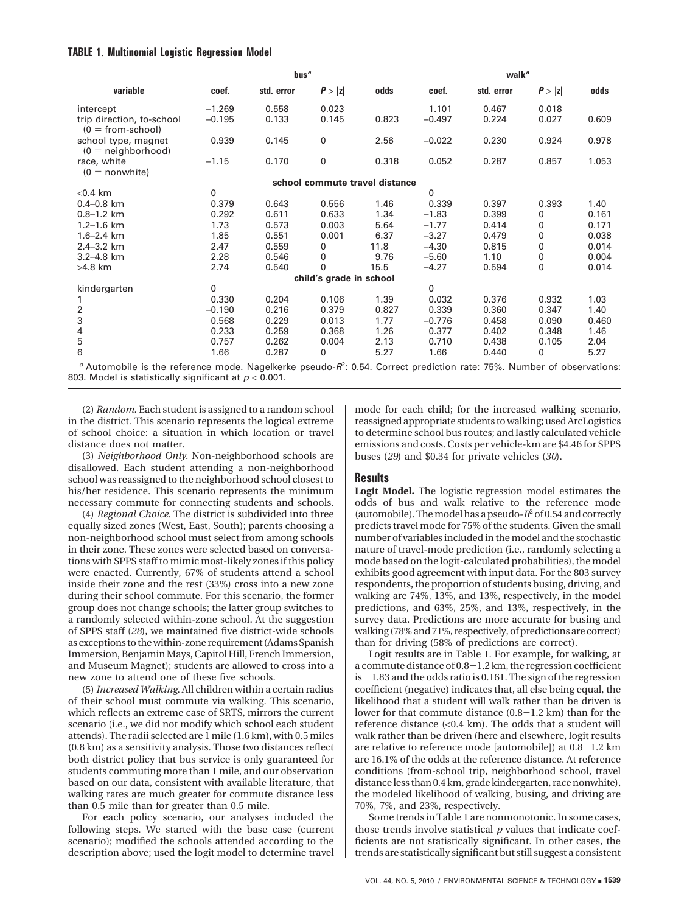**TABLE 1. Multinomial Logistic Regression Model**

| variable | bus[a] coef. | std. error | $P > \|z\|$ | odds | walk[a] coef. | std. error | $P > \|z\|$ | odds |
|---|---|---|---|---|---|---|---|---|
| intercept | −1.269 | 0.558 | 0.023 | | 1.101 | 0.467 | 0.018 | |
| trip direction, to-school (0 = from-school) | −0.195 | 0.133 | 0.145 | 0.823 | −0.497 | 0.224 | 0.027 | 0.609 |
| school type, magnet (0 = neighborhood) | 0.939 | 0.145 | 0 | 2.56 | −0.022 | 0.230 | 0.924 | 0.978 |
| race, white (0 = nonwhite) | −1.15 | 0.170 | 0 | 0.318 | 0.052 | 0.287 | 0.857 | 1.053 |
| **school commute travel distance** | | | | | | | | |
| <0.4 km | 0 | | | | 0 | | | |
| 0.4–0.8 km | 0.379 | 0.643 | 0.556 | 1.46 | 0.339 | 0.397 | 0.393 | 1.40 |
| 0.8–1.2 km | 0.292 | 0.611 | 0.633 | 1.34 | −1.83 | 0.399 | 0 | 0.161 |
| 1.2–1.6 km | 1.73 | 0.573 | 0.003 | 5.64 | −1.77 | 0.414 | 0 | 0.171 |
| 1.6–2.4 km | 1.85 | 0.551 | 0.001 | 6.37 | −3.27 | 0.479 | 0 | 0.038 |
| 2.4–3.2 km | 2.47 | 0.559 | 0 | 11.8 | −4.30 | 0.815 | 0 | 0.014 |
| 3.2–4.8 km | 2.28 | 0.546 | 0 | 9.76 | −5.60 | 1.10 | 0 | 0.004 |
| >4.8 km | 2.74 | 0.540 | 0 | 15.5 | −4.27 | 0.594 | 0 | 0.014 |
| **child's grade in school** | | | | | | | | |
| kindergarten | 0 | | | | 0 | | | |
| 1 | 0.330 | 0.204 | 0.106 | 1.39 | 0.032 | 0.376 | 0.932 | 1.03 |
| 2 | −0.190 | 0.216 | 0.379 | 0.827 | 0.339 | 0.360 | 0.347 | 1.40 |
| 3 | 0.568 | 0.229 | 0.013 | 1.77 | −0.776 | 0.458 | 0.090 | 0.460 |
| 4 | 0.233 | 0.259 | 0.368 | 1.26 | 0.377 | 0.402 | 0.348 | 1.46 |
| 5 | 0.757 | 0.262 | 0.004 | 2.13 | 0.710 | 0.438 | 0.105 | 2.04 |
| 6 | 1.66 | 0.287 | 0 | 5.27 | 1.66 | 0.440 | 0 | 5.27 |

[a] Automobile is the reference mode. Nagelkerke pseudo-$R^2$: 0.54. Correct prediction rate: 75%. Number of observations: 803. Model is statistically significant at $p < 0.001$.

(2) *Random.* Each student is assigned to a random school in the district. This scenario represents the logical extreme of school choice: a situation in which location or travel distance does not matter.

(3) *Neighborhood Only.* Non-neighborhood schools are disallowed. Each student attending a non-neighborhood school was reassigned to the neighborhood school closest to his/her residence. This scenario represents the minimum necessary commute for connecting students and schools.

(4) *Regional Choice.* The district is subdivided into three equally sized zones (West, East, South); parents choosing a non-neighborhood school must select from among schools in their zone. These zones were selected based on conversations with SPPS staff to mimic most-likely zones if this policy were enacted. Currently, 67% of students attend a school inside their zone and the rest (33%) cross into a new zone during their school commute. For this scenario, the former group does not change schools; the latter group switches to a randomly selected within-zone school. At the suggestion of SPPS staff (*28*), we maintained five district-wide schools as exceptions to the within-zone requirement (Adams Spanish Immersion, Benjamin Mays, Capitol Hill, French Immersion, and Museum Magnet); students are allowed to cross into a new zone to attend one of these five schools.

(5) *Increased Walking.* All children within a certain radius of their school must commute via walking. This scenario, which reflects an extreme case of SRTS, mirrors the current scenario (i.e., we did not modify which school each student attends). The radii selected are 1 mile (1.6 km), with 0.5 miles (0.8 km) as a sensitivity analysis. Those two distances reflect both district policy that bus service is only guaranteed for students commuting more than 1 mile, and our observation based on our data, consistent with available literature, that walking rates are much greater for commute distance less than 0.5 mile than for greater than 0.5 mile.

For each policy scenario, our analyses included the following steps. We started with the base case (current scenario); modified the schools attended according to the description above; used the logit model to determine travel mode for each child; for the increased walking scenario, reassigned appropriate students to walking; used ArcLogistics to determine school bus routes; and lastly calculated vehicle emissions and costs. Costs per vehicle-km are \$4.46 for SPPS buses (*29*) and \$0.34 for private vehicles (*30*).

## Results

**Logit Model.** The logistic regression model estimates the odds of bus and walk relative to the reference mode (automobile). The model has a pseudo-$R^2$ of 0.54 and correctly predicts travel mode for 75% of the students. Given the small number of variables included in the model and the stochastic nature of travel-mode prediction (i.e., randomly selecting a mode based on the logit-calculated probabilities), the model exhibits good agreement with input data. For the 803 survey respondents, the proportion of students busing, driving, and walking are 74%, 13%, and 13%, respectively, in the model predictions, and 63%, 25%, and 13%, respectively, in the survey data. Predictions are more accurate for busing and walking (78% and 71%, respectively, of predictions are correct) than for driving (58% of predictions are correct).

Logit results are in Table 1. For example, for walking, at a commute distance of 0.8−1.2 km, the regression coefficient is −1.83 and the odds ratio is 0.161. The sign of the regression coefficient (negative) indicates that, all else being equal, the likelihood that a student will walk rather than be driven is lower for that commute distance (0.8−1.2 km) than for the reference distance (<0.4 km). The odds that a student will walk rather than be driven (here and elsewhere, logit results are relative to reference mode [automobile]) at 0.8−1.2 km are 16.1% of the odds at the reference distance. At reference conditions (from-school trip, neighborhood school, travel distance less than 0.4 km, grade kindergarten, race nonwhite), the modeled likelihood of walking, busing, and driving are 70%, 7%, and 23%, respectively.

Some trends in Table 1 are nonmonotonic. In some cases, those trends involve statistical $p$ values that indicate coefficients are not statistically significant. In other cases, the trends are statistically significant but still suggest a consistent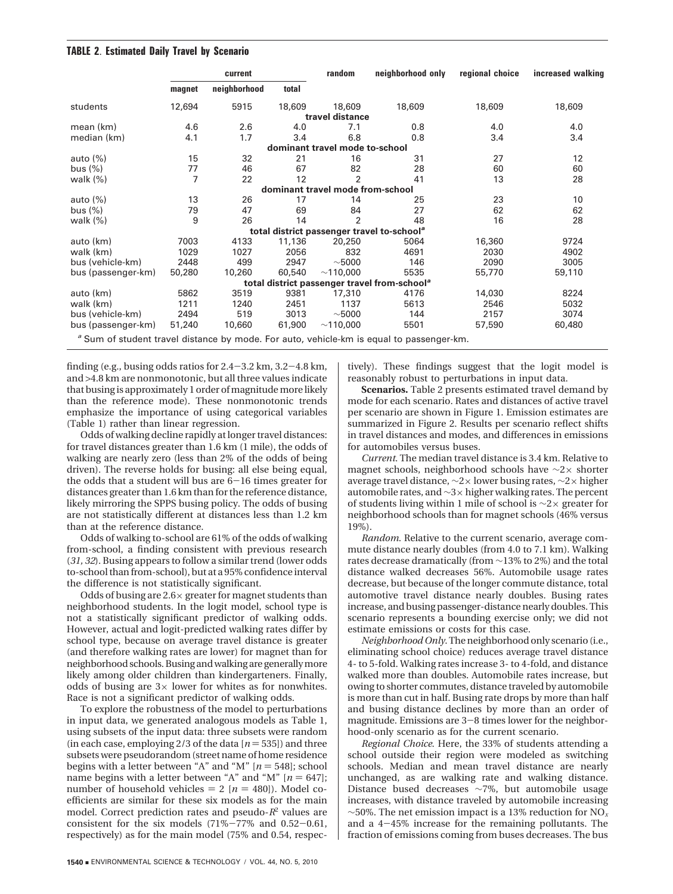**TABLE 2. Estimated Daily Travel by Scenario**

| | current | | | random | neighborhood only | regional choice | increased walking |
|---|---|---|---|---|---|---|---|
| | magnet | neighborhood | total | | | | |
| students | 12,694 | 5915 | 18,609 | 18,609 | 18,609 | 18,609 | 18,609 |
| **travel distance** | | | | | | | |
| mean (km) | 4.6 | 2.6 | 4.0 | 7.1 | 0.8 | 4.0 | 4.0 |
| median (km) | 4.1 | 1.7 | 3.4 | 6.8 | 0.8 | 3.4 | 3.4 |
| **dominant travel mode to-school** | | | | | | | |
| auto (%) | 15 | 32 | 21 | 16 | 31 | 27 | 12 |
| bus (%) | 77 | 46 | 67 | 82 | 28 | 60 | 60 |
| walk (%) | 7 | 22 | 12 | 2 | 41 | 13 | 28 |
| **dominant travel mode from-school** | | | | | | | |
| auto (%) | 13 | 26 | 17 | 14 | 25 | 23 | 10 |
| bus (%) | 79 | 47 | 69 | 84 | 27 | 62 | 62 |
| walk (%) | 9 | 26 | 14 | 2 | 48 | 16 | 28 |
| **total district passenger travel to-school[a]** | | | | | | | |
| auto (km) | 7003 | 4133 | 11,136 | 20,250 | 5064 | 16,360 | 9724 |
| walk (km) | 1029 | 1027 | 2056 | 832 | 4691 | 2030 | 4902 |
| bus (vehicle-km) | 2448 | 499 | 2947 | ~5000 | 146 | 2090 | 3005 |
| bus (passenger-km) | 50,280 | 10,260 | 60,540 | ~110,000 | 5535 | 55,770 | 59,110 |
| **total district passenger travel from-school[a]** | | | | | | | |
| auto (km) | 5862 | 3519 | 9381 | 17,310 | 4176 | 14,030 | 8224 |
| walk (km) | 1211 | 1240 | 2451 | 1137 | 5613 | 2546 | 5032 |
| bus (vehicle-km) | 2494 | 519 | 3013 | ~5000 | 144 | 2157 | 3074 |
| bus (passenger-km) | 51,240 | 10,660 | 61,900 | ~110,000 | 5501 | 57,590 | 60,480 |

[a] Sum of student travel distance by mode. For auto, vehicle-km is equal to passenger-km.

finding (e.g., busing odds ratios for 2.4−3.2 km, 3.2−4.8 km, and >4.8 km are nonmonotonic, but all three values indicate that busing is approximately 1 order of magnitude more likely than the reference mode). These nonmonotonic trends emphasize the importance of using categorical variables (Table 1) rather than linear regression.

Odds of walking decline rapidly at longer travel distances: for travel distances greater than 1.6 km (1 mile), the odds of walking are nearly zero (less than 2% of the odds of being driven). The reverse holds for busing: all else being equal, the odds that a student will bus are 6−16 times greater for distances greater than 1.6 km than for the reference distance, likely mirroring the SPPS busing policy. The odds of busing are not statistically different at distances less than 1.2 km than at the reference distance.

Odds of walking to-school are 61% of the odds of walking from-school, a finding consistent with previous research (*31, 32*). Busing appears to follow a similar trend (lower odds to-school than from-school), but at a 95% confidence interval the difference is not statistically significant.

Odds of busing are 2.6× greater for magnet students than neighborhood students. In the logit model, school type is not a statistically significant predictor of walking odds. However, actual and logit-predicted walking rates differ by school type, because on average travel distance is greater (and therefore walking rates are lower) for magnet than for neighborhood schools. Busing and walking are generally more likely among older children than kindergarteners. Finally, odds of busing are 3× lower for whites as for nonwhites. Race is not a significant predictor of walking odds.

To explore the robustness of the model to perturbations in input data, we generated analogous models as Table 1, using subsets of the input data: three subsets were random (in each case, employing 2/3 of the data [$n = 535$]) and three subsets were pseudorandom (street name of home residence begins with a letter between "A" and "M" [$n = 548$]; school name begins with a letter between "A" and "M" [$n = 647$]; number of household vehicles = 2 [$n = 480$]). Model coefficients are similar for these six models as for the main model. Correct prediction rates and pseudo-$R^2$ values are consistent for the six models (71%−77% and 0.52−0.61, respectively) as for the main model (75% and 0.54, respectively). These findings suggest that the logit model is reasonably robust to perturbations in input data.

**Scenarios.** Table 2 presents estimated travel demand by mode for each scenario. Rates and distances of active travel per scenario are shown in Figure 1. Emission estimates are summarized in Figure 2. Results per scenario reflect shifts in travel distances and modes, and differences in emissions for automobiles versus buses.

*Current.* The median travel distance is 3.4 km. Relative to magnet schools, neighborhood schools have ~2× shorter average travel distance, ~2× lower busing rates, ~2× higher automobile rates, and ~3× higher walking rates. The percent of students living within 1 mile of school is ~2× greater for neighborhood schools than for magnet schools (46% versus 19%).

*Random.* Relative to the current scenario, average commute distance nearly doubles (from 4.0 to 7.1 km). Walking rates decrease dramatically (from ~13% to 2%) and the total distance walked decreases 56%. Automobile usage rates decrease, but because of the longer commute distance, total automotive travel distance nearly doubles. Busing rates increase, and busing passenger-distance nearly doubles. This scenario represents a bounding exercise only; we did not estimate emissions or costs for this case.

*Neighborhood Only.* The neighborhood only scenario (i.e., eliminating school choice) reduces average travel distance 4- to 5-fold. Walking rates increase 3- to 4-fold, and distance walked more than doubles. Automobile rates increase, but owing to shorter commutes, distance traveled by automobile is more than cut in half. Busing rate drops by more than half and busing distance declines by more than an order of magnitude. Emissions are 3−8 times lower for the neighborhood-only scenario as for the current scenario.

*Regional Choice.* Here, the 33% of students attending a school outside their region were modeled as switching schools. Median and mean travel distance are nearly unchanged, as are walking rate and walking distance. Distance bused decreases ~7%, but automobile usage increases, with distance traveled by automobile increasing ~50%. The net emission impact is a 13% reduction for $NO_x$ and a 4−45% increase for the remaining pollutants. The fraction of emissions coming from buses decreases. The bus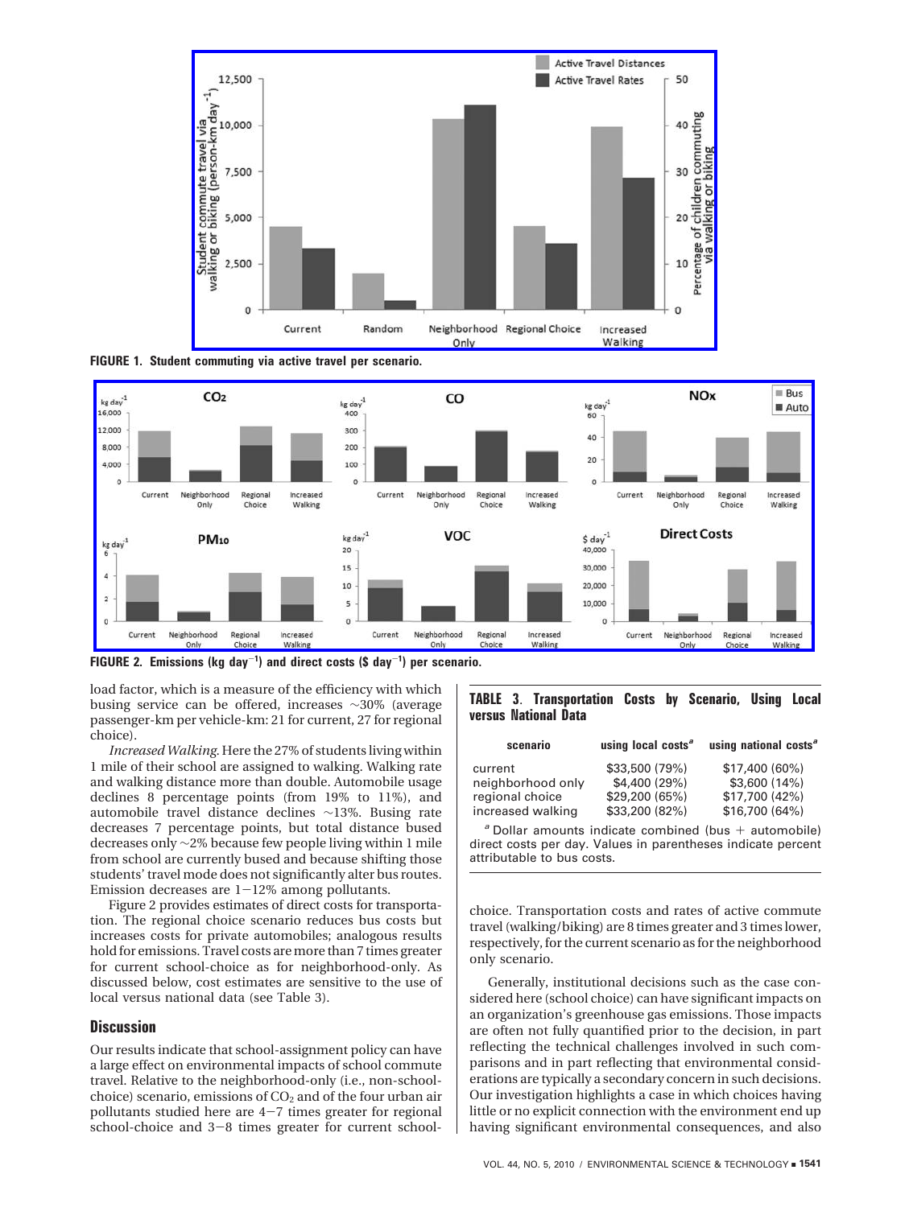**FIGURE 1. Student commuting via active travel per scenario.**

**FIGURE 2. Emissions (kg day$^{-1}$) and direct costs (\$ day$^{-1}$) per scenario.**

load factor, which is a measure of the efficiency with which busing service can be offered, increases ~30% (average passenger-km per vehicle-km: 21 for current, 27 for regional choice).

*Increased Walking.* Here the 27% of students living within 1 mile of their school are assigned to walking. Walking rate and walking distance more than double. Automobile usage declines 8 percentage points (from 19% to 11%), and automobile travel distance declines ~13%. Busing rate decreases 7 percentage points, but total distance bused decreases only ~2% because few people living within 1 mile from school are currently bused and because shifting those students' travel mode does not significantly alter bus routes. Emission decreases are 1−12% among pollutants.

Figure 2 provides estimates of direct costs for transportation. The regional choice scenario reduces bus costs but increases costs for private automobiles; analogous results hold for emissions. Travel costs are more than 7 times greater for current school-choice as for neighborhood-only. As discussed below, cost estimates are sensitive to the use of local versus national data (see Table 3).

## Discussion

Our results indicate that school-assignment policy can have a large effect on environmental impacts of school commute travel. Relative to the neighborhood-only (i.e., non-school-choice) scenario, emissions of $CO_2$ and of the four urban air pollutants studied here are 4−7 times greater for regional school-choice and 3−8 times greater for current school-choice. Transportation costs and rates of active commute travel (walking/biking) are 8 times greater and 3 times lower, respectively, for the current scenario as for the neighborhood only scenario.

Generally, institutional decisions such as the case considered here (school choice) can have significant impacts on an organization's greenhouse gas emissions. Those impacts are often not fully quantified prior to the decision, in part reflecting the technical challenges involved in such comparisons and in part reflecting that environmental considerations are typically a secondary concern in such decisions. Our investigation highlights a case in which choices having little or no explicit connection with the environment end up having significant environmental consequences, and also

**TABLE 3. Transportation Costs by Scenario, Using Local versus National Data**

| scenario | using local costs[a] | using national costs[a] |
|---|---|---|
| current | \$33,500 (79%) | \$17,400 (60%) |
| neighborhood only | \$4,400 (29%) | \$3,600 (14%) |
| regional choice | \$29,200 (65%) | \$17,700 (42%) |
| increased walking | \$33,200 (82%) | \$16,700 (64%) |

[a] Dollar amounts indicate combined (bus + automobile) direct costs per day. Values in parentheses indicate percent attributable to bus costs.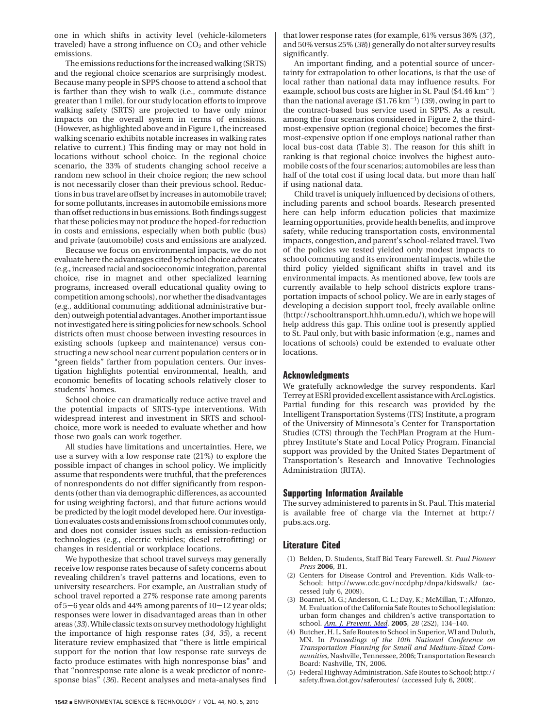one in which shifts in activity level (vehicle-kilometers traveled) have a strong influence on $CO_2$ and other vehicle emissions.

The emissions reductions for the increased walking (SRTS) and the regional choice scenarios are surprisingly modest. Because many people in SPPS choose to attend a school that is farther than they wish to walk (i.e., commute distance greater than 1 mile), for our study location efforts to improve walking safety (SRTS) are projected to have only minor impacts on the overall system in terms of emissions. (However, as highlighted above and in Figure 1, the increased walking scenario exhibits notable increases in walking rates relative to current.) This finding may or may not hold in locations without school choice. In the regional choice scenario, the 33% of students changing school receive a random new school in their choice region; the new school is not necessarily closer than their previous school. Reductions in bus travel are offset by increases in automobile travel; for some pollutants, increases in automobile emissions more than offset reductions in bus emissions. Both findings suggest that these policies may not produce the hoped-for reduction in costs and emissions, especially when both public (bus) and private (automobile) costs and emissions are analyzed.

Because we focus on environmental impacts, we do not evaluate here the advantages cited by school choice advocates (e.g., increased racial and socioeconomic integration, parental choice, rise in magnet and other specialized learning programs, increased overall educational quality owing to competition among schools), nor whether the disadvantages (e.g., additional commuting; additional administrative burden) outweigh potential advantages. Another important issue not investigated here is siting policies for new schools. School districts often must choose between investing resources in existing schools (upkeep and maintenance) versus constructing a new school near current population centers or in "green fields" farther from population centers. Our investigation highlights potential environmental, health, and economic benefits of locating schools relatively closer to students' homes.

School choice can dramatically reduce active travel and the potential impacts of SRTS-type interventions. With widespread interest and investment in SRTS and school-choice, more work is needed to evaluate whether and how those two goals can work together.

All studies have limitations and uncertainties. Here, we use a survey with a low response rate (21%) to explore the possible impact of changes in school policy. We implicitly assume that respondents were truthful, that the preferences of nonrespondents do not differ significantly from respondents (other than via demographic differences, as accounted for using weighting factors), and that future actions would be predicted by the logit model developed here. Our investigation evaluates costs and emissions from school commutes only, and does not consider issues such as emission-reduction technologies (e.g., electric vehicles; diesel retrofitting) or changes in residential or workplace locations.

We hypothesize that school travel surveys may generally receive low response rates because of safety concerns about revealing children's travel patterns and locations, even to university researchers. For example, an Australian study of school travel reported a 27% response rate among parents of 5−6 year olds and 44% among parents of 10−12 year olds; responses were lower in disadvantaged areas than in other areas (*33*). While classic texts on survey methodology highlight the importance of high response rates (*34, 35*), a recent literature review emphasized that "there is little empirical support for the notion that low response rate surveys de facto produce estimates with high nonresponse bias" and that "nonresponse rate alone is a weak predictor of nonresponse bias" (*36*). Recent analyses and meta-analyses find that lower response rates (for example, 61% versus 36% (*37*), and 50% versus 25% (*38*)) generally do not alter survey results significantly.

An important finding, and a potential source of uncertainty for extrapolation to other locations, is that the use of local rather than national data may influence results. For example, school bus costs are higher in St. Paul ($\$4.46\ km^{-1}$) than the national average ($\$1.76\ km^{-1}$) (*39*), owing in part to the contract-based bus service used in SPPS. As a result, among the four scenarios considered in Figure 2, the third-most-expensive option (regional choice) becomes the first-most-expensive option if one employs national rather than local bus-cost data (Table 3). The reason for this shift in ranking is that regional choice involves the highest automobile costs of the four scenarios; automobiles are less than half of the total cost if using local data, but more than half if using national data.

Child travel is uniquely influenced by decisions of others, including parents and school boards. Research presented here can help inform education policies that maximize learning opportunities, provide health benefits, and improve safety, while reducing transportation costs, environmental impacts, congestion, and parent's school-related travel. Two of the policies we tested yielded only modest impacts to school commuting and its environmental impacts, while the third policy yielded significant shifts in travel and its environmental impacts. As mentioned above, few tools are currently available to help school districts explore transportation impacts of school policy. We are in early stages of developing a decision support tool, freely available online (http://schooltransport.hhh.umn.edu/), which we hope will help address this gap. This online tool is presently applied to St. Paul only, but with basic information (e.g., names and locations of schools) could be extended to evaluate other locations.

## Acknowledgments

We gratefully acknowledge the survey respondents. Karl Terrey at ESRI provided excellent assistance with ArcLogistics. Partial funding for this research was provided by the Intelligent Transportation Systems (ITS) Institute, a program of the University of Minnesota's Center for Transportation Studies (CTS) through the TechPlan Program at the Humphrey Institute's State and Local Policy Program. Financial support was provided by the United States Department of Transportation's Research and Innovative Technologies Administration (RITA).

## Supporting Information Available

The survey administered to parents in St. Paul. This material is available free of charge via the Internet at http://pubs.acs.org.

## Literature Cited

(1) Belden, D. Students, Staff Bid Teary Farewell. *St. Paul Pioneer Press* **2006**, B1.

(2) Centers for Disease Control and Prevention. Kids Walk-to-School; http://www.cdc.gov/nccdphp/dnpa/kidswalk/ (accessed July 6, 2009).

(3) Boarnet, M. G.; Anderson, C. L.; Day, K.; McMillan, T.; Alfonzo, M. Evaluation of the California Safe Routes to School legislation: urban form changes and children's active transportation to school. *Am. J. Prevent. Med.* **2005**, *28* (2S2), 134–140.

(4) Butcher, H. L. Safe Routes to School in Superior, WI and Duluth, MN. In *Proceedings of the 10th National Conference on Transportation Planning for Small and Medium-Sized Communities,* Nashville, Tennessee, 2006; Transportation Research Board: Nashville, TN, 2006.

(5) Federal Highway Administration. Safe Routes to School; http://safety.fhwa.dot.gov/saferoutes/ (accessed July 6, 2009).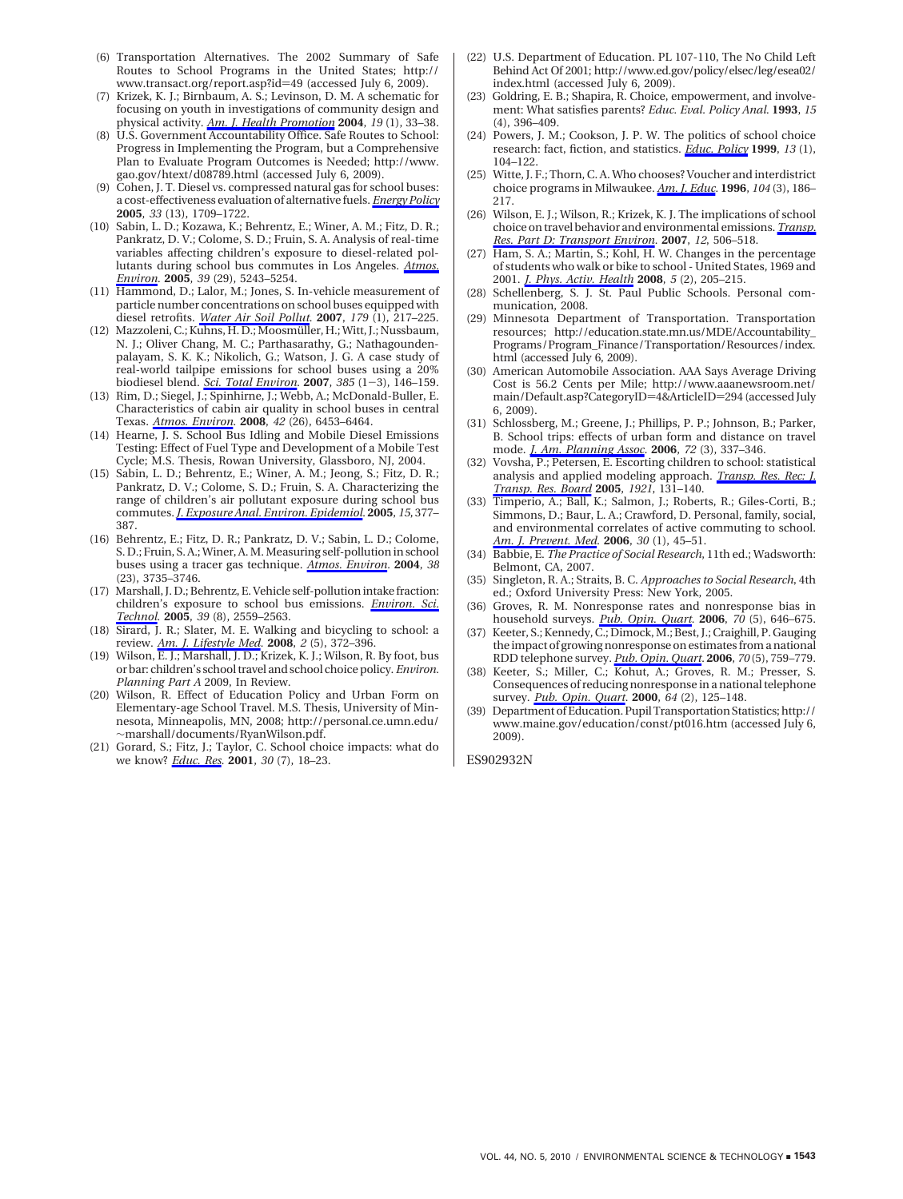(6) Transportation Alternatives. The 2002 Summary of Safe Routes to School Programs in the United States; http://www.transact.org/report.asp?id=49 (accessed July 6, 2009).

(7) Krizek, K. J.; Birnbaum, A. S.; Levinson, D. M. A schematic for focusing on youth in investigations of community design and physical activity. *Am. J. Health Promotion* **2004**, *19* (1), 33–38.

(8) U.S. Government Accountability Office. Safe Routes to School: Progress in Implementing the Program, but a Comprehensive Plan to Evaluate Program Outcomes is Needed; http://www.gao.gov/htext/d08789.html (accessed July 6, 2009).

(9) Cohen, J. T. Diesel vs. compressed natural gas for school buses: a cost-effectiveness evaluation of alternative fuels. *Energy Policy* **2005**, *33* (13), 1709–1722.

(10) Sabin, L. D.; Kozawa, K.; Behrentz, E.; Winer, A. M.; Fitz, D. R.; Pankratz, D. V.; Colome, S. D.; Fruin, S. A. Analysis of real-time variables affecting children's exposure to diesel-related pollutants during school bus commutes in Los Angeles. *Atmos. Environ.* **2005**, *39* (29), 5243–5254.

(11) Hammond, D.; Lalor, M.; Jones, S. In-vehicle measurement of particle number concentrations on school buses equipped with diesel retrofits. *Water Air Soil Pollut.* **2007**, *179* (1), 217–225.

(12) Mazzoleni, C.; Kuhns, H. D.; Moosmüller, H.; Witt, J.; Nussbaum, N. J.; Oliver Chang, M. C.; Parthasarathy, G.; Nathagoundenpalayam, S. K. K.; Nikolich, G.; Watson, J. G. A case study of real-world tailpipe emissions for school buses using a 20% biodiesel blend. *Sci. Total Environ.* **2007**, *385* (1−3), 146–159.

(13) Rim, D.; Siegel, J.; Spinhirne, J.; Webb, A.; McDonald-Buller, E. Characteristics of cabin air quality in school buses in central Texas. *Atmos. Environ.* **2008**, *42* (26), 6453–6464.

(14) Hearne, J. S. School Bus Idling and Mobile Diesel Emissions Testing: Effect of Fuel Type and Development of a Mobile Test Cycle; M.S. Thesis, Rowan University, Glassboro, NJ, 2004.

(15) Sabin, L. D.; Behrentz, E.; Winer, A. M.; Jeong, S.; Fitz, D. R.; Pankratz, D. V.; Colome, S. D.; Fruin, S. A. Characterizing the range of children's air pollutant exposure during school bus commutes. *J. Exposure Anal. Environ. Epidemiol.* **2005**, *15*, 377–387.

(16) Behrentz, E.; Fitz, D. R.; Pankratz, D. V.; Sabin, L. D.; Colome, S. D.; Fruin, S. A.; Winer, A. M. Measuring self-pollution in school buses using a tracer gas technique. *Atmos. Environ.* **2004**, *38* (23), 3735–3746.

(17) Marshall, J. D.; Behrentz, E. Vehicle self-pollution intake fraction: children's exposure to school bus emissions. *Environ. Sci. Technol.* **2005**, *39* (8), 2559–2563.

(18) Sirard, J. R.; Slater, M. E. Walking and bicycling to school: a review. *Am. J. Lifestyle Med.* **2008**, *2* (5), 372–396.

(19) Wilson, E. J.; Marshall, J. D.; Krizek, K. J.; Wilson, R. By foot, bus or bar: children's school travel and school choice policy. *Environ. Planning Part A* 2009, In Review.

(20) Wilson, R. Effect of Education Policy and Urban Form on Elementary-age School Travel. M.S. Thesis, University of Minnesota, Minneapolis, MN, 2008; http://personal.ce.umn.edu/~marshall/documents/RyanWilson.pdf.

(21) Gorard, S.; Fitz, J.; Taylor, C. School choice impacts: what do we know? *Educ. Res.* **2001**, *30* (7), 18–23.

(22) U.S. Department of Education. PL 107-110, The No Child Left Behind Act Of 2001; http://www.ed.gov/policy/elsec/leg/esea02/index.html (accessed July 6, 2009).

(23) Goldring, E. B.; Shapira, R. Choice, empowerment, and involvement: What satisfies parents? *Educ. Eval. Policy Anal.* **1993**, *15* (4), 396–409.

(24) Powers, J. M.; Cookson, J. P. W. The politics of school choice research: fact, fiction, and statistics. *Educ. Policy* **1999**, *13* (1), 104–122.

(25) Witte, J. F.; Thorn, C. A. Who chooses? Voucher and interdistrict choice programs in Milwaukee. *Am. J. Educ.* **1996**, *104* (3), 186–217.

(26) Wilson, E. J.; Wilson, R.; Krizek, K. J. The implications of school choice on travel behavior and environmental emissions. *Transp. Res. Part D: Transport Environ.* **2007**, *12*, 506–518.

(27) Ham, S. A.; Martin, S.; Kohl, H. W. Changes in the percentage of students who walk or bike to school - United States, 1969 and 2001. *J. Phys. Activ. Health* **2008**, *5* (2), 205–215.

(28) Schellenberg, S. J. St. Paul Public Schools. Personal communication, 2008.

(29) Minnesota Department of Transportation. Transportation resources; http://education.state.mn.us/MDE/Accountability_Programs/Program_Finance/Transportation/Resources/index.html (accessed July 6, 2009).

(30) American Automobile Association. AAA Says Average Driving Cost is 56.2 Cents per Mile; http://www.aaanewsroom.net/main/Default.asp?CategoryID=4&ArticleID=294 (accessed July 6, 2009).

(31) Schlossberg, M.; Greene, J.; Phillips, P. P.; Johnson, B.; Parker, B. School trips: effects of urban form and distance on travel mode. *J. Am. Planning Assoc.* **2006**, *72* (3), 337–346.

(32) Vovsha, P.; Petersen, E. Escorting children to school: statistical analysis and applied modeling approach. *Transp. Res. Rec: J. Transp. Res. Board* **2005**, *1921*, 131–140.

(33) Timperio, A.; Ball, K.; Salmon, J.; Roberts, R.; Giles-Corti, B.; Simmons, D.; Baur, L. A.; Crawford, D. Personal, family, social, and environmental correlates of active commuting to school. *Am. J. Prevent. Med.* **2006**, *30* (1), 45–51.

(34) Babbie, E. *The Practice of Social Research*, 11th ed.; Wadsworth: Belmont, CA, 2007.

(35) Singleton, R. A.; Straits, B. C. *Approaches to Social Research*, 4th ed.; Oxford University Press: New York, 2005.

(36) Groves, R. M. Nonresponse rates and nonresponse bias in household surveys. *Pub. Opin. Quart.* **2006**, *70* (5), 646–675.

(37) Keeter, S.; Kennedy, C.; Dimock, M.; Best, J.; Craighill, P. Gauging the impact of growing nonresponse on estimates from a national RDD telephone survey. *Pub. Opin. Quart.* **2006**, *70* (5), 759–779.

(38) Keeter, S.; Miller, C.; Kohut, A.; Groves, R. M.; Presser, S. Consequences of reducing nonresponse in a national telephone survey. *Pub. Opin. Quart.* **2000**, *64* (2), 125–148.

(39) Department of Education. Pupil Transportation Statistics; http://www.maine.gov/education/const/pt016.htm (accessed July 6, 2009).

ES902932N